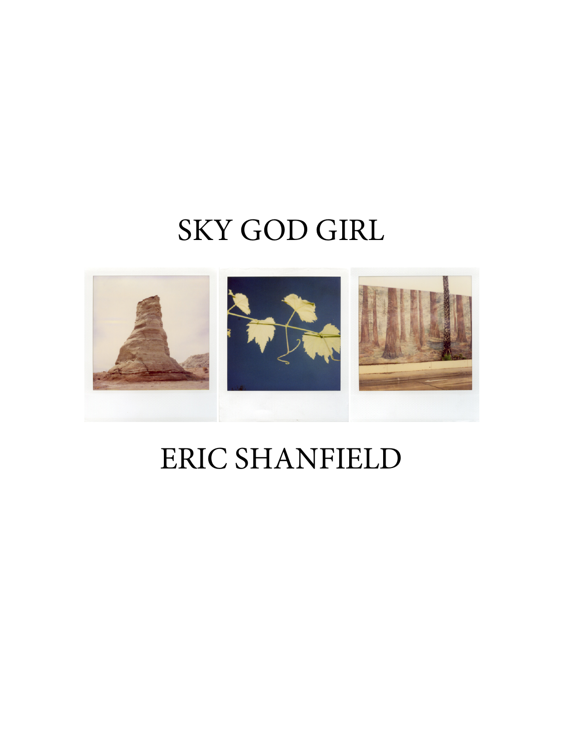# SKY GOD GIRL

ERIC SHANFIELD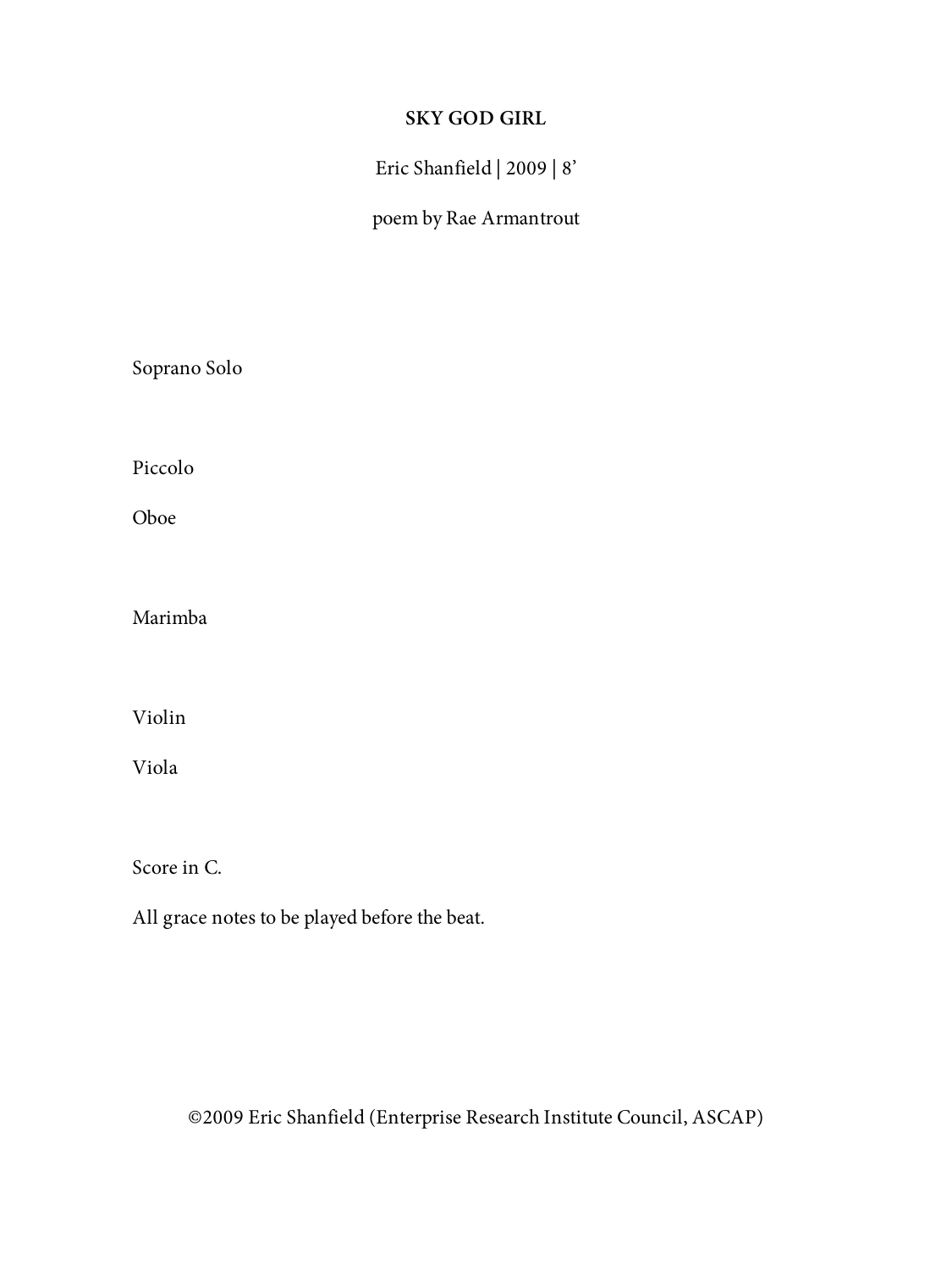# SKY GOD GIRL

Eric Shanfield | 2009 | 8'

poem by Rae Armantrout

Soprano Solo

Piccolo

Oboe

Marimba

Violin

Viola

Score in C.

All grace notes to be played before the beat.

©2009 Eric Shanfield (Enterprise Research Institute Council, ASCAP)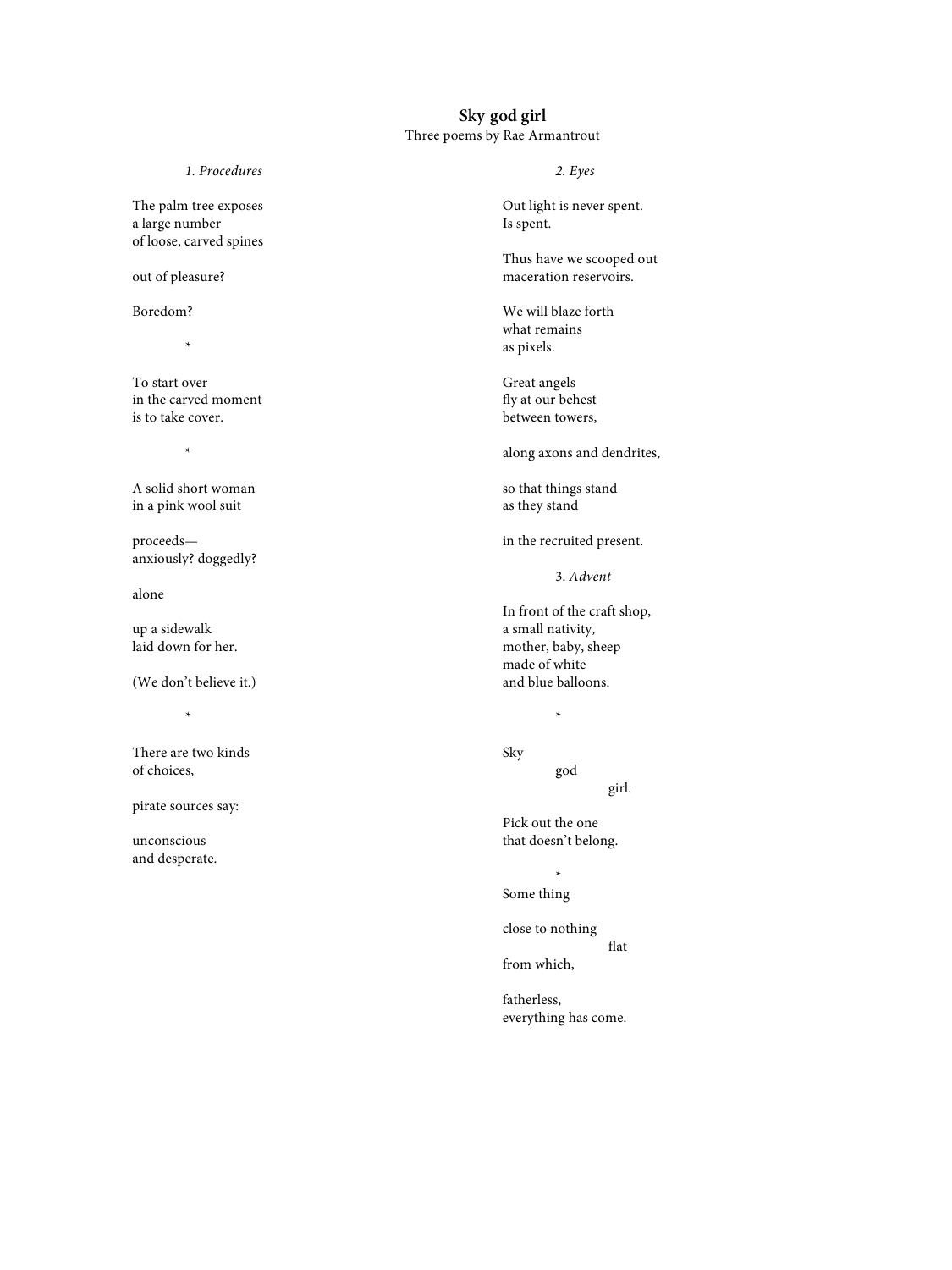## Sky god girl

Three poems by Rae Armantrout

### *1. Procedures*

The palm tree exposes
a large number
of loose, carved spines

out of pleasure?

Boredom?

*

To start over
in the carved moment
is to take cover.

*

A solid short woman
in a pink wool suit

proceeds—
anxiously? doggedly?

alone

up a sidewalk
laid down for her.

(We don't believe it.)

*

There are two kinds
of choices,

pirate sources say:

unconscious
and desperate.

### *2. Eyes*

Out light is never spent.
Is spent.

Thus have we scooped out
maceration reservoirs.

We will blaze forth
what remains
as pixels.

Great angels
fly at our behest
between towers,

along axons and dendrites,

so that things stand
as they stand

in the recruited present.

### 3. *Advent*

In front of the craft shop,
a small nativity,
mother, baby, sheep
made of white
and blue balloons.

*

Sky
god
girl.

Pick out the one
that doesn't belong.

*

Some thing

close to nothing
flat
from which,

fatherless,
everything has come.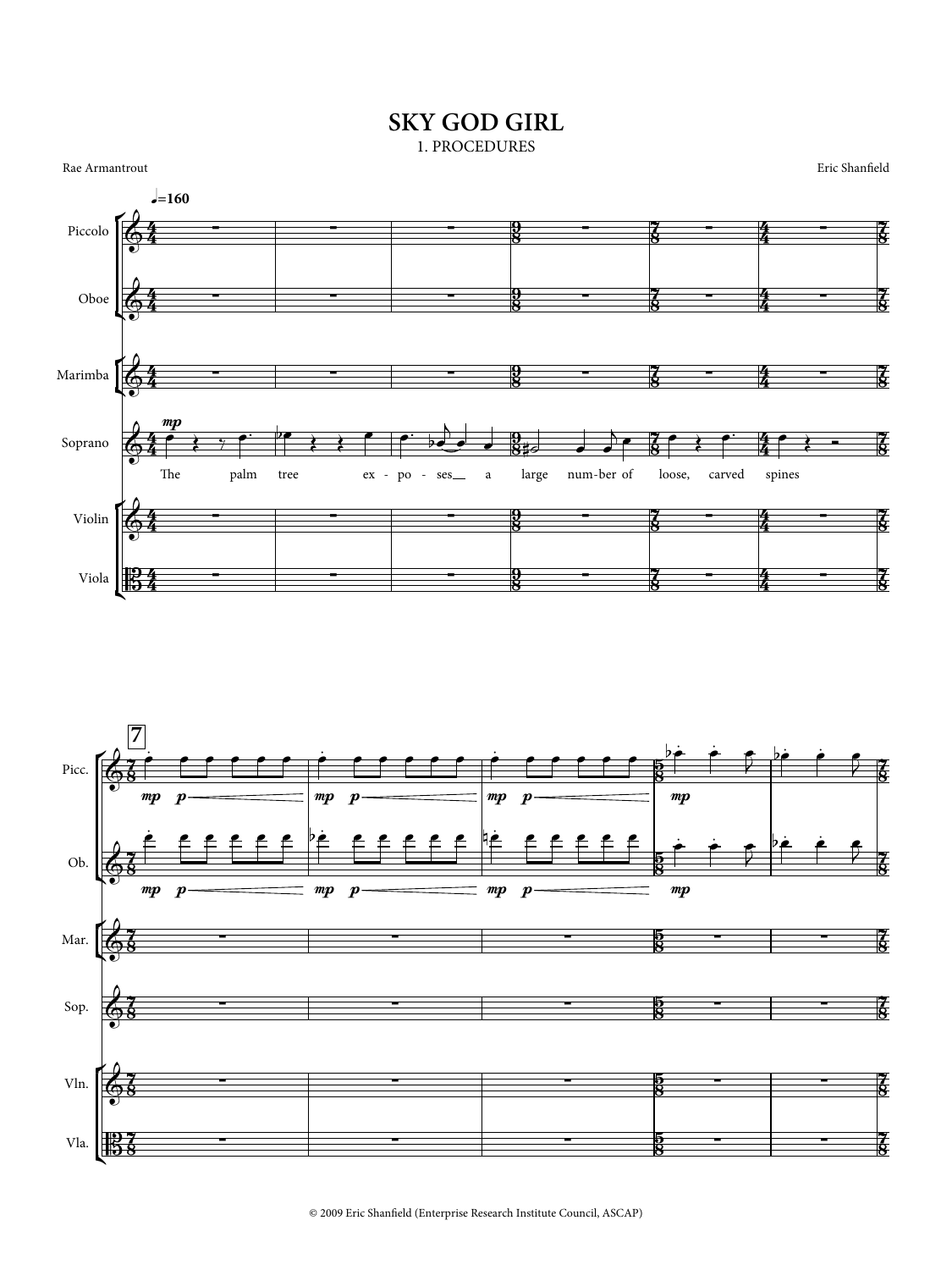# SKY GOD GIRL

## 1. PROCEDURES

Rae Armantrout

Eric Shanfield

© 2009 Eric Shanfield (Enterprise Research Institute Council, ASCAP)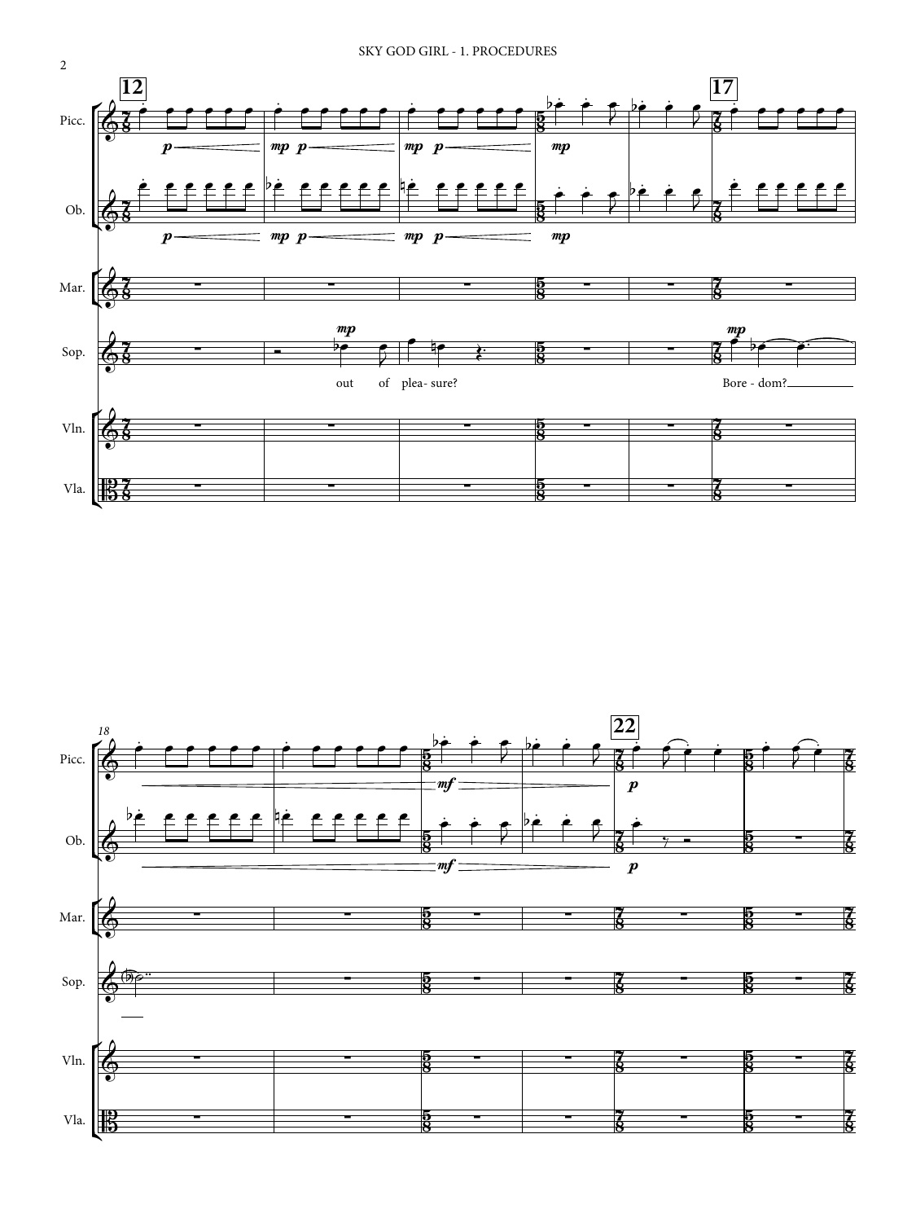out of plea- sure?

Bore - dom?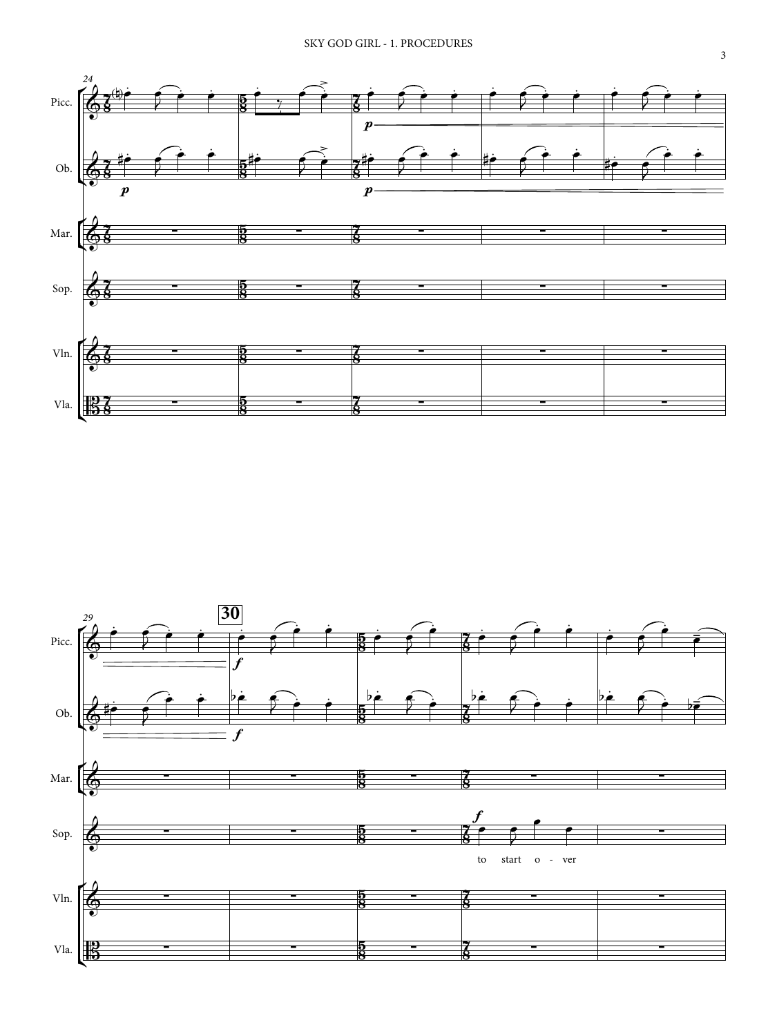24

Picc.

Ob.

Mar.

Sop.

Vln.

Vla.

*p*

*p*

*p*

29

**30**

Picc.

Ob.

Mar.

Sop.

Vln.

Vla.

*f*

*f*

*f*

to start o - ver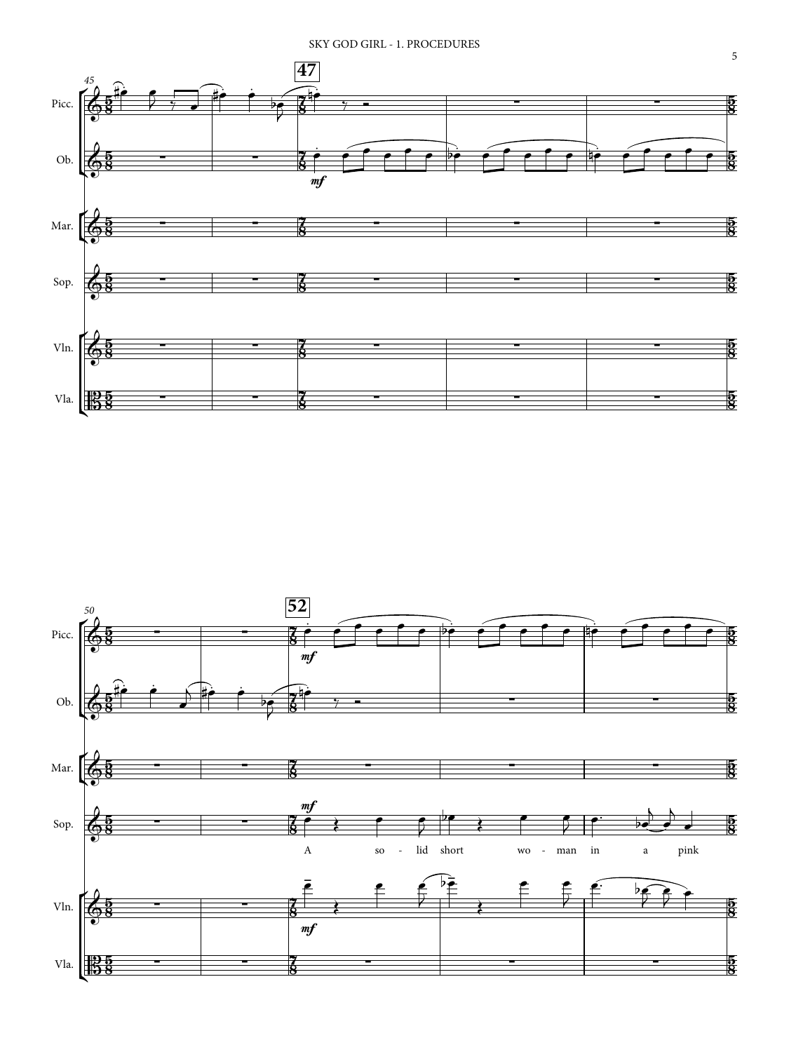45 **47**

Picc.

Ob. *mf*

Mar.

Sop.

Vln.

Vla.

50 **52**

Picc. *mf*

Ob.

Mar.

Sop. *mf*

A so - lid short wo - man in a pink

Vln. *mf*

Vla.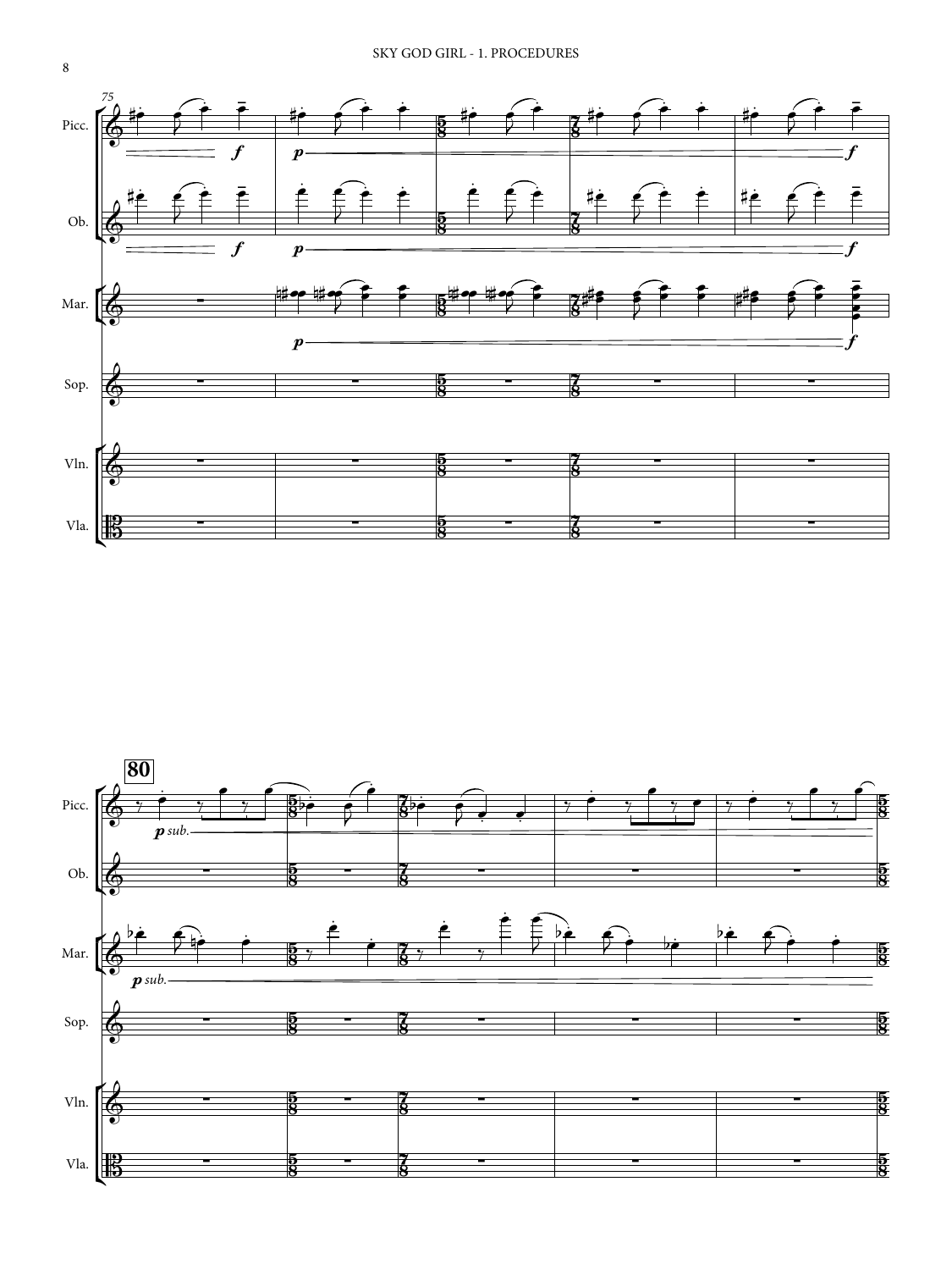75

Picc.

Ob.

Mar.

Sop.

Vln.

Vla.

*f*

*p*

80

*p sub.*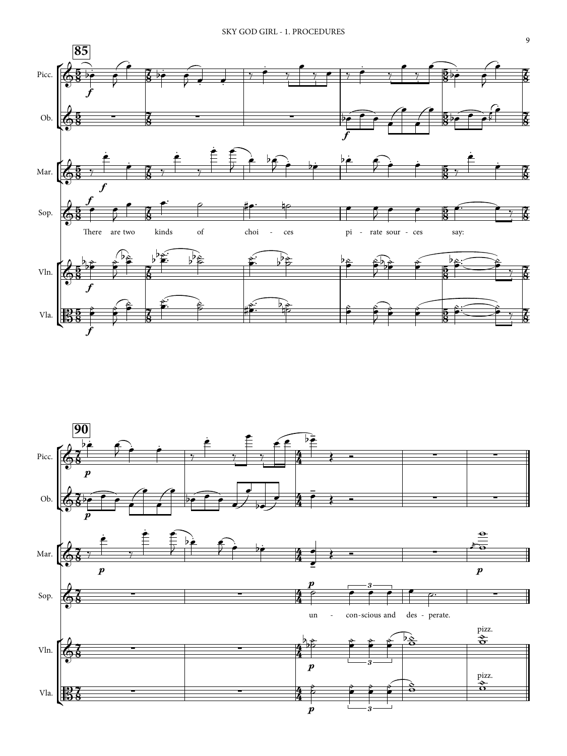Picc.

Ob.

Mar.

Sop.

There are two kinds of choi - ces pi - rate sour - ces say:

Vln.

Vla.

Picc.

Ob.

Mar.

Sop.

un - con-scious and des - perate.

Vln.

pizz.

Vla.

pizz.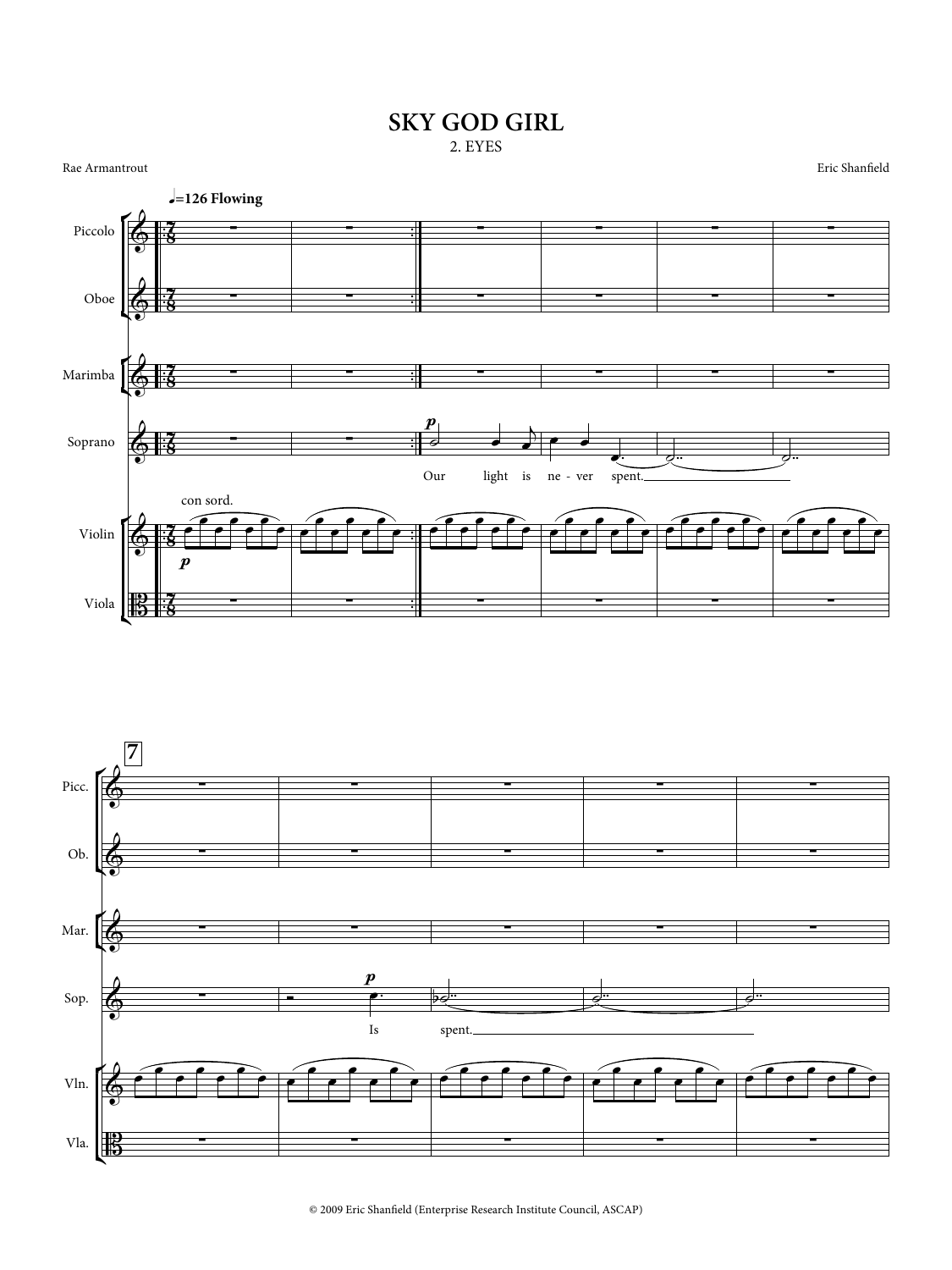# SKY GOD GIRL

## 2. EYES

Rae Armantrout

Eric Shanfield

♩.=126 Flowing

Piccolo

Oboe

Marimba

Soprano

Our light is ne - ver spent.

con sord.

Violin

Viola

7

Picc.

Ob.

Mar.

Sop.

Is spent.

Vln.

Vla.

© 2009 Eric Shanfield (Enterprise Research Institute Council, ASCAP)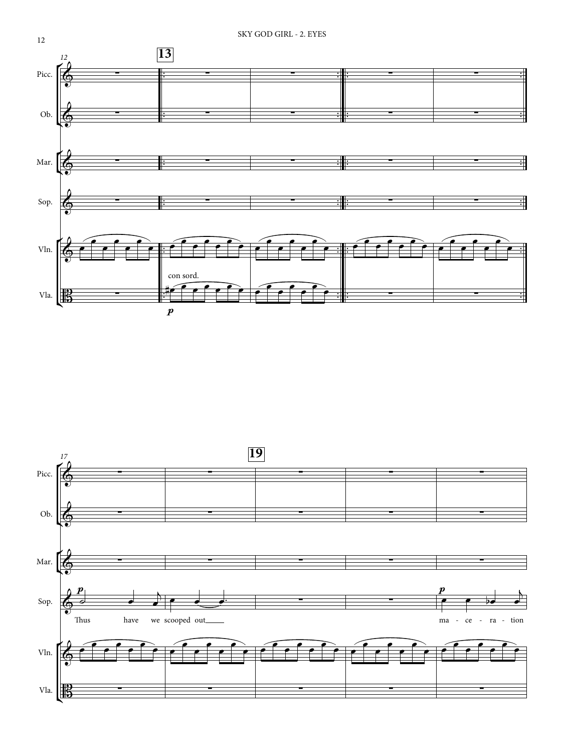**13**

Picc.

Ob.

Mar.

Sop.

Vln.

Vla.

con sord.

*p*

**19**

Picc.

Ob.

Mar.

Sop.

*p*

Thus have we scooped out\_\_\_\_

*p*

ma - ce - ra - tion

Vln.

Vla.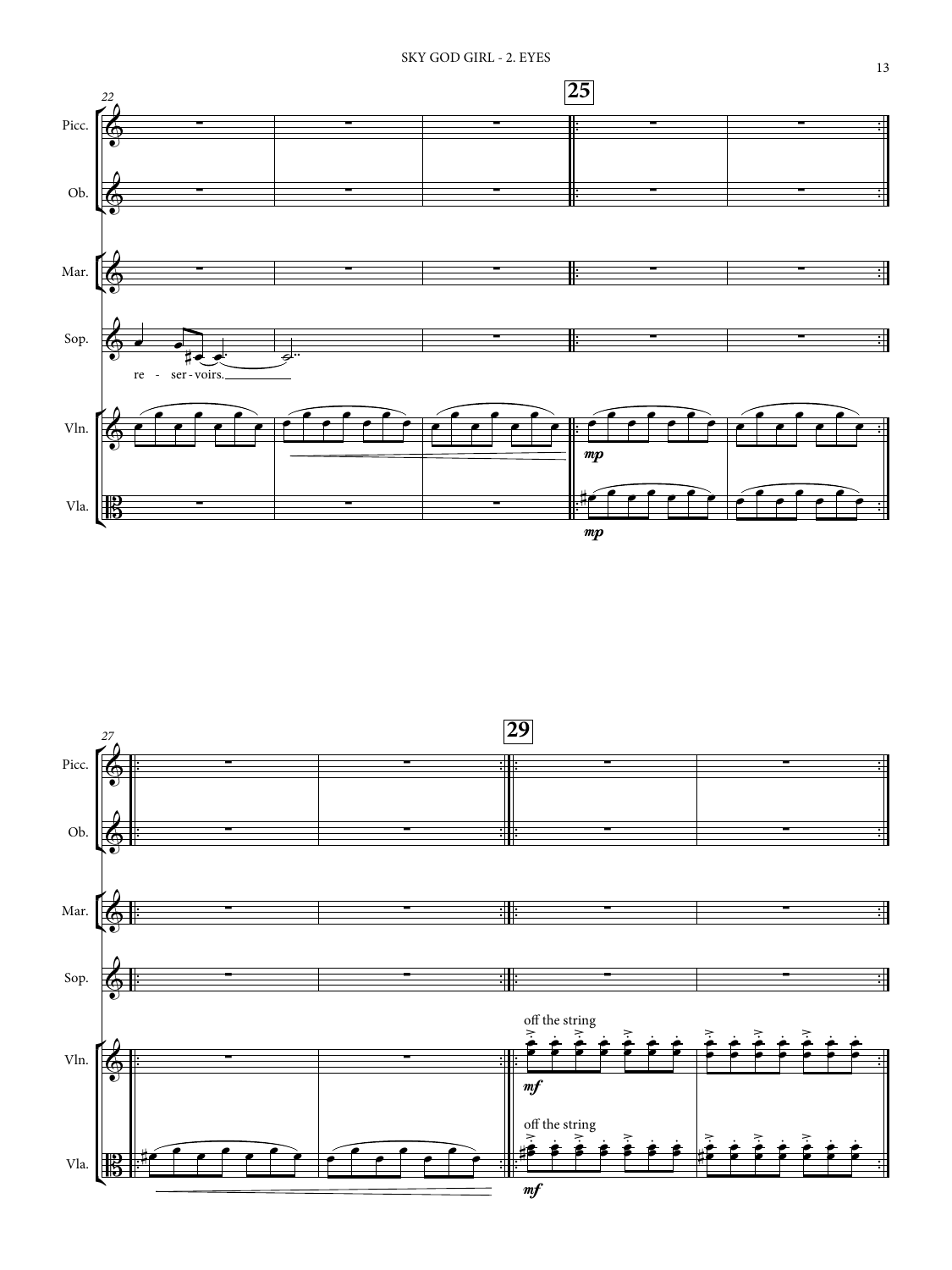22

**25**

Picc.

Ob.

Mar.

Sop.

re - ser - voirs.

Vln.

*mp*

Vla.

*mp*

27

**29**

Picc.

Ob.

Mar.

Sop.

Vln.

off the string

*mf*

Vla.

off the string

*mf*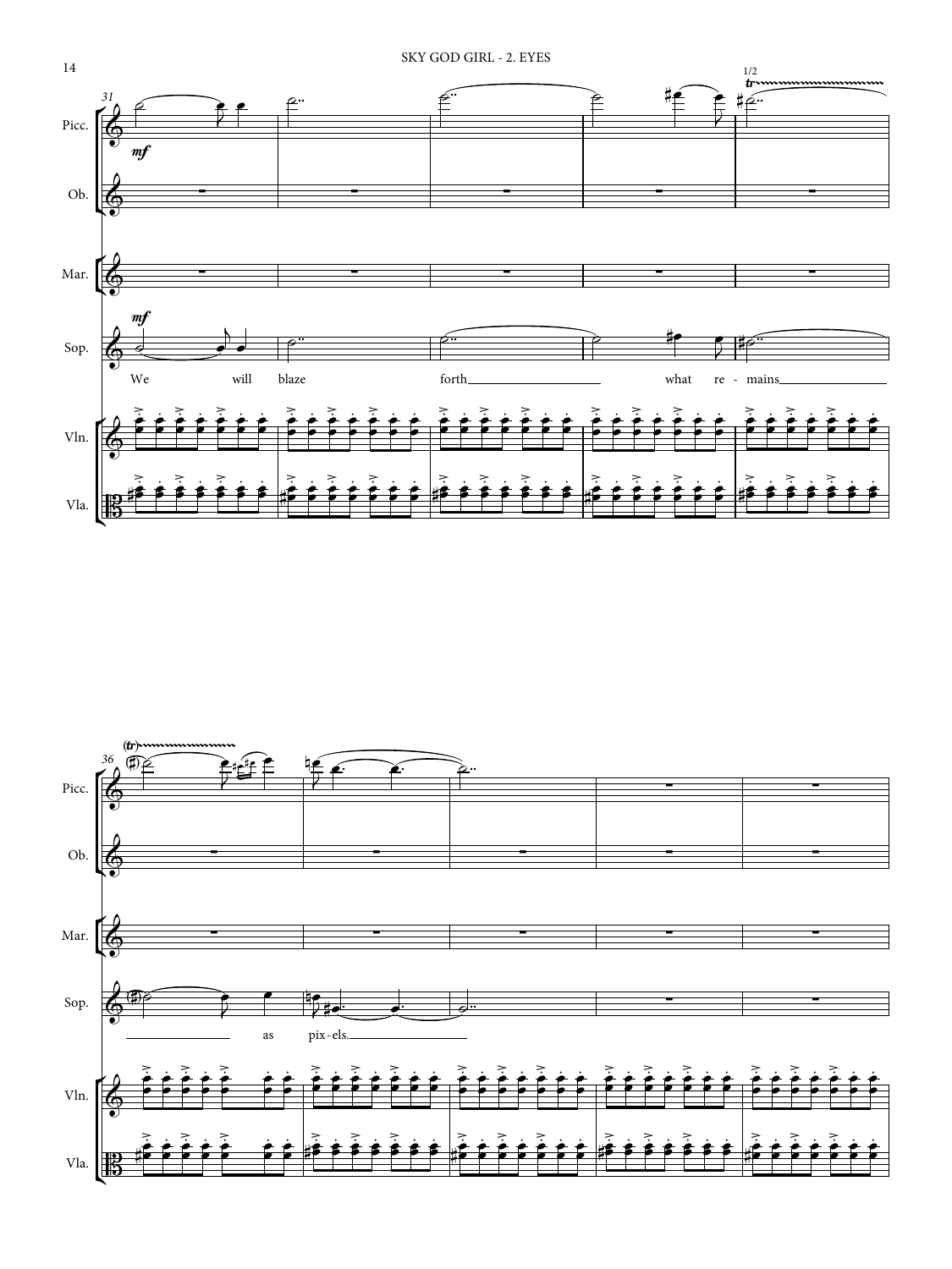Picc.

Ob.

Mar.

Sop.

We will blaze forth what re - mains

Vln.

Vla.

Picc.

Ob.

Mar.

Sop.

as pix-els.

Vln.

Vla.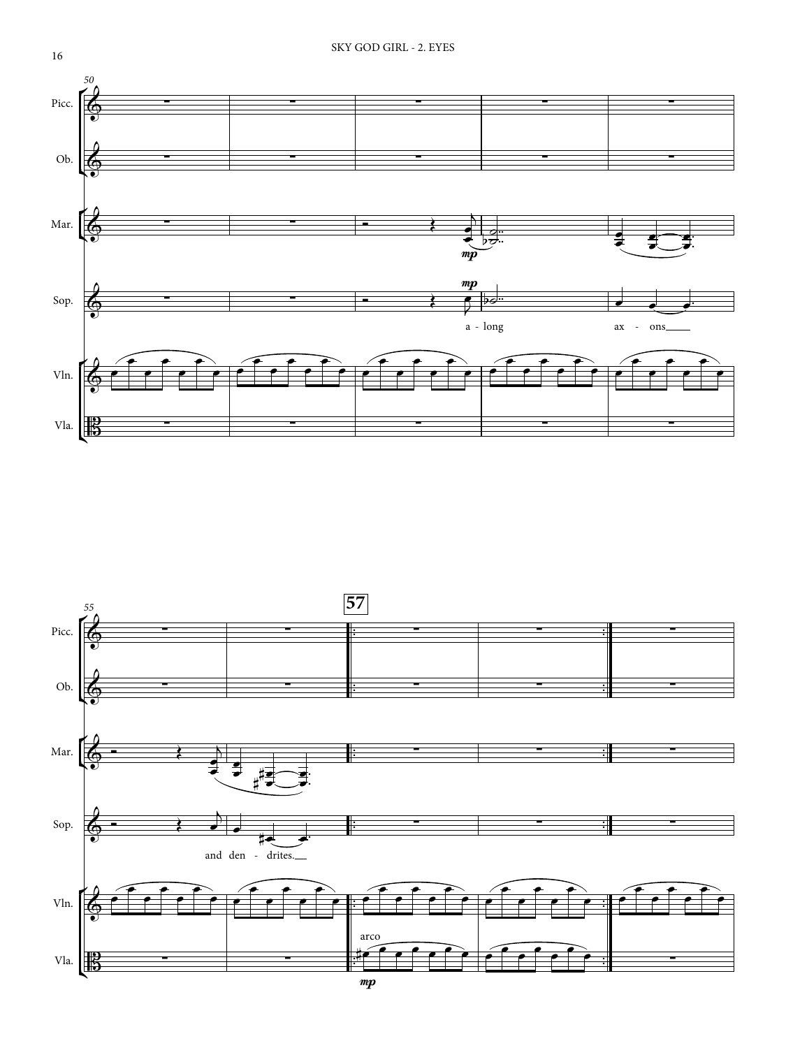Picc.
Ob.
Mar.
Sop.
Vln.
Vla.

*mp*

a - long ax - ons

57

and den - drites.

arco

*mp*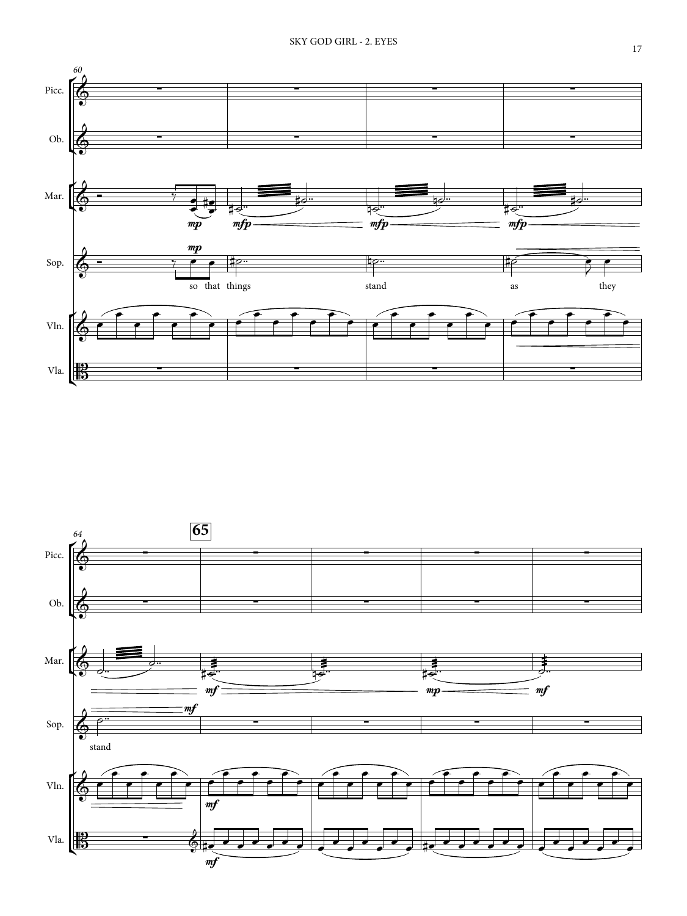60

Picc.

Ob.

Mar.

*mp* *mfp* *mfp* *mfp*

Sop.

*mp*

so that things stand as they

Vln.

Vla.

64

**65**

Picc.

Ob.

Mar.

*mf* *mp* *mf*

Sop.

*mf*

stand

Vln.

*mf*

Vla.

*mf*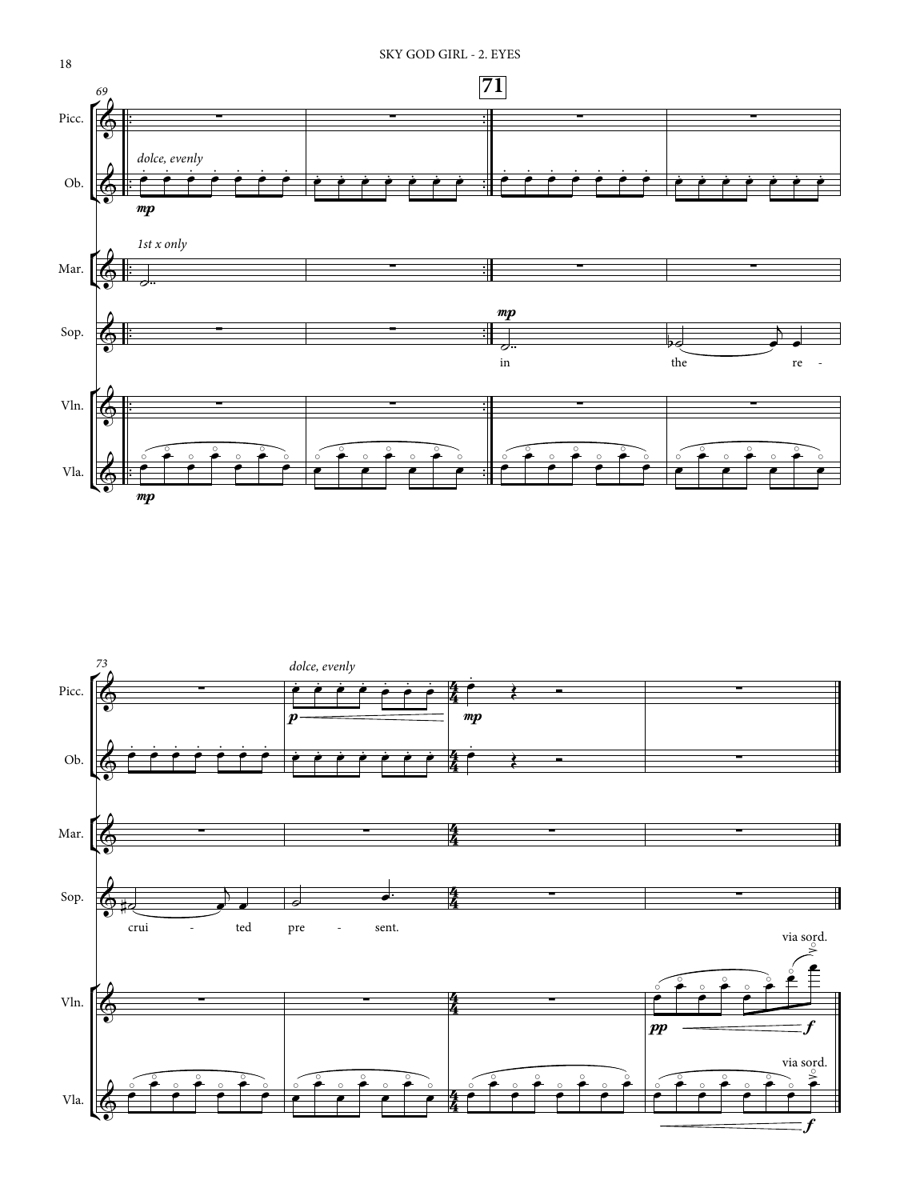69

71

Picc.

Ob.

*dolce, evenly*

*mp*

Mar.

*1st x only*

Sop.

*mp*

in the re -

Vln.

Vla.

*mp*

73

Picc.

*dolce, evenly*

*p*

*mp*

Ob.

Mar.

Sop.

crui - ted pre - sent.

Vln.

via sord.

*pp*

*f*

Vla.

via sord.

*f*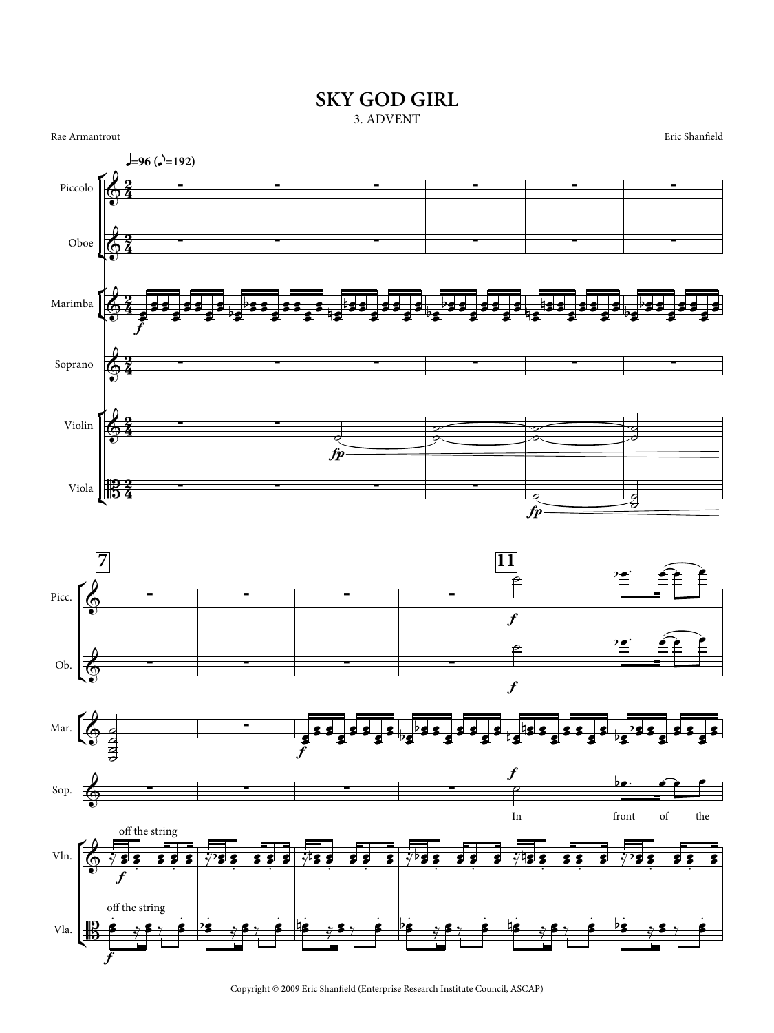# SKY GOD GIRL

## 3. ADVENT

Rae Armantrout

Eric Shanfield

♩=96 (♪=192)

Piccolo

Oboe

Marimba

Soprano

Violin

Viola

*f*

*fp*

7

11

Picc.

Ob.

Mar.

Sop.

Vln.

Vla.

off the string

In front of the

Copyright © 2009 Eric Shanfield (Enterprise Research Institute Council, ASCAP)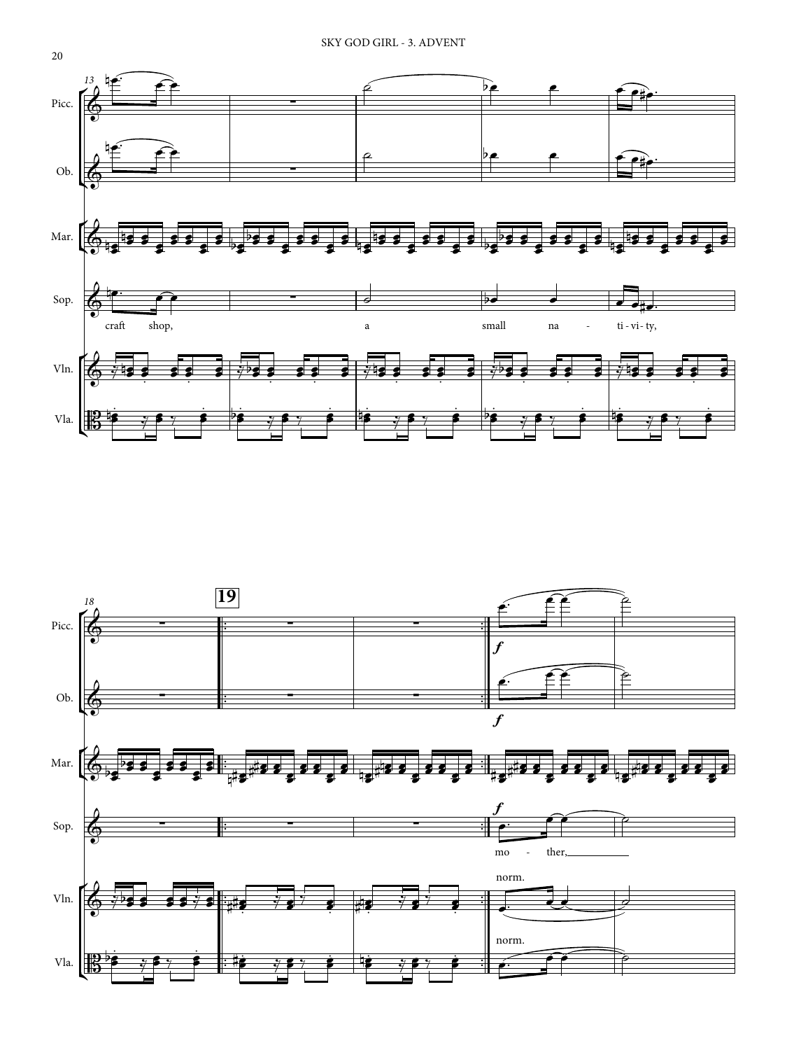13

Picc.

Ob.

Mar.

Sop.

craft shop, a small na - ti - vi - ty,

Vln.

Vla.

18

**19**

Picc. *f*

Ob. *f*

Mar.

Sop. *f*

mo - ther,

Vln. norm.

Vla. norm.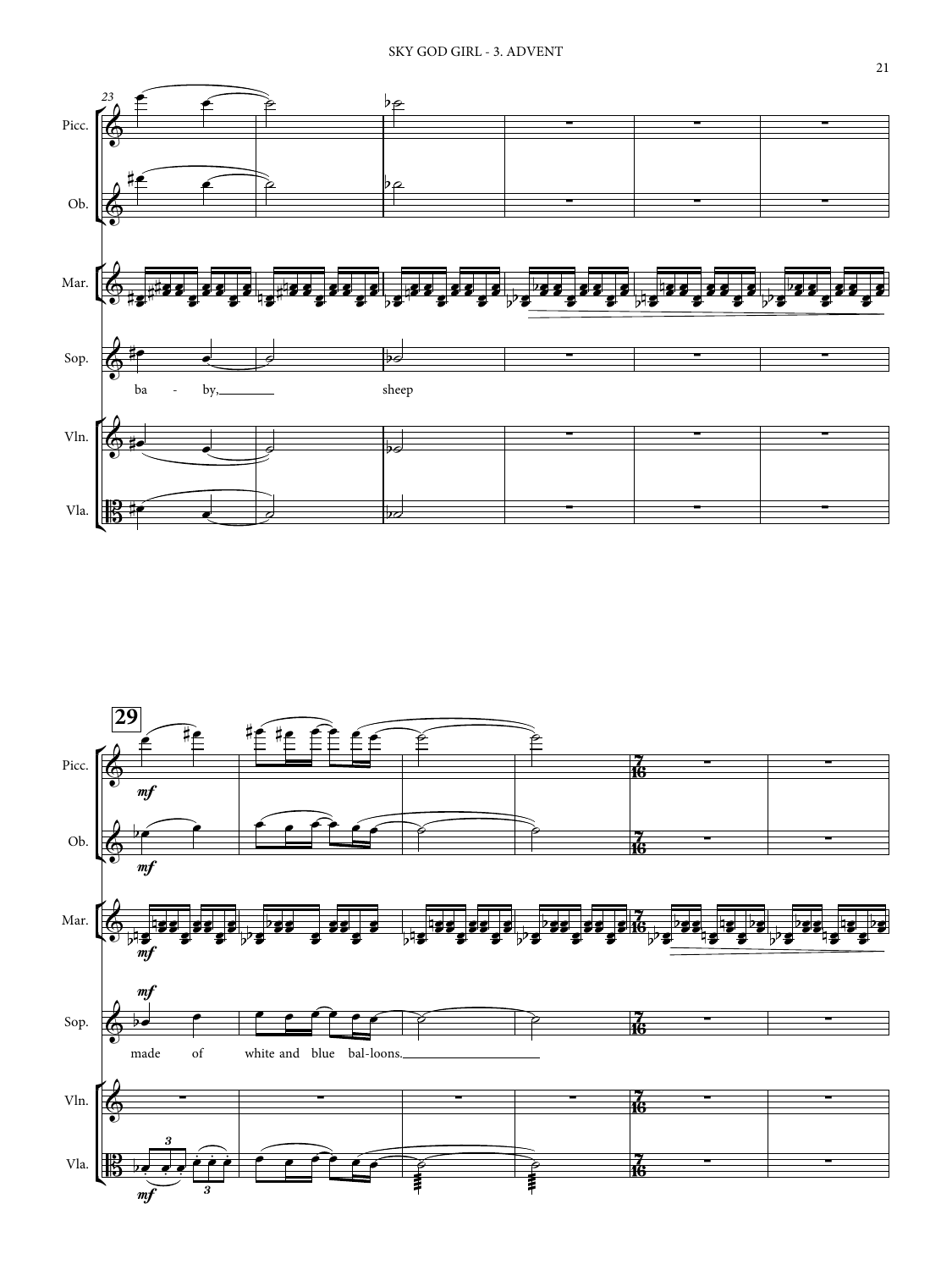Picc.

Ob.

Mar.

Sop.

ba - by, sheep

Vln.

Vla.

**29**

Picc.

Ob.

Mar.

Sop.

made of white and blue bal-loons.

Vln.

Vla.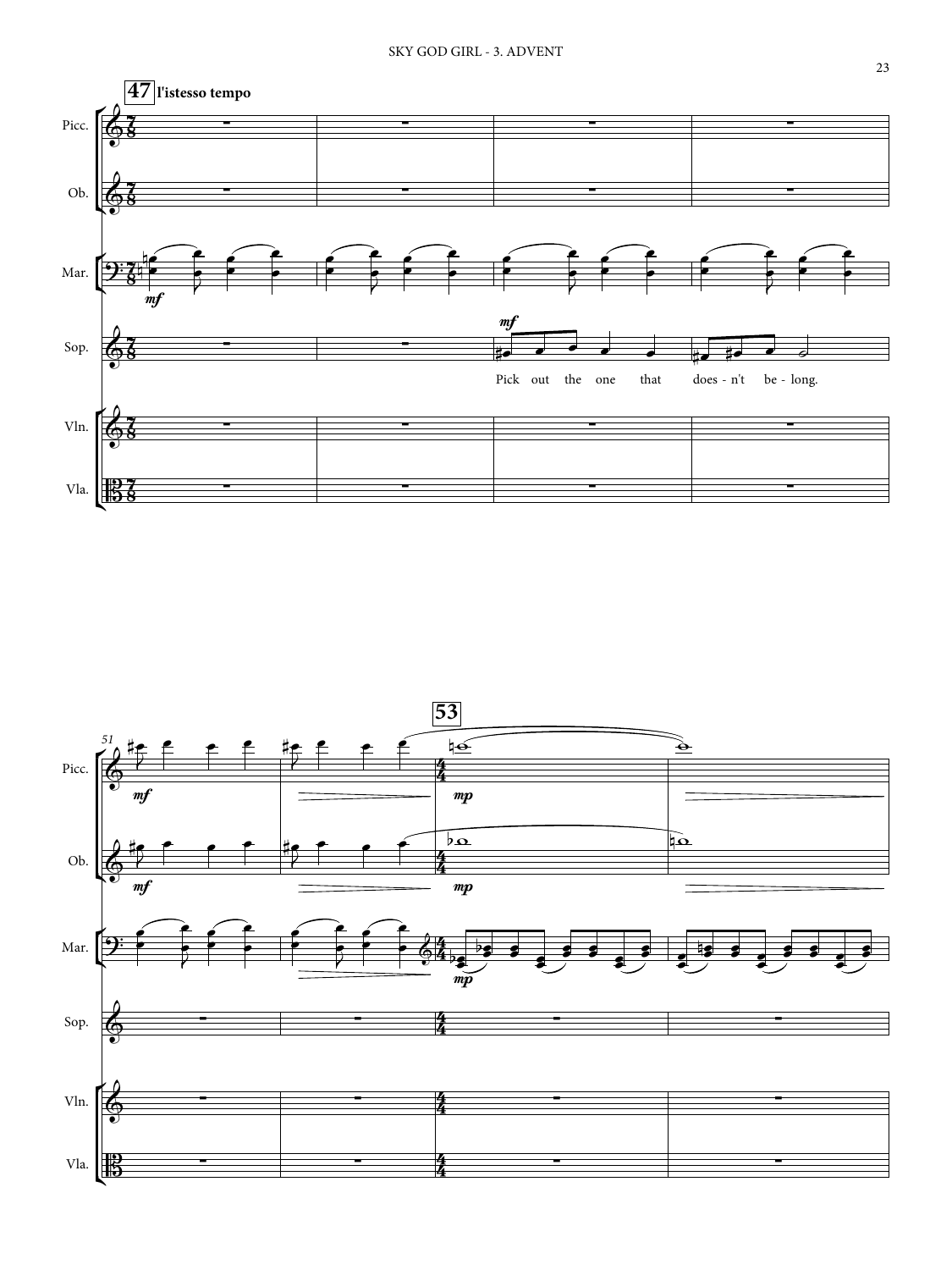47 l'istesso tempo

Pick out the one that does - n't be - long.

53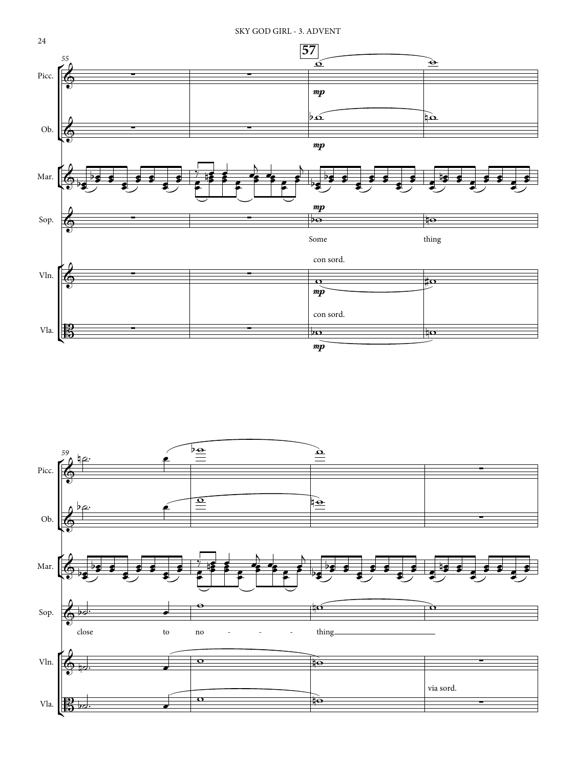55

57

Picc.

Ob.

Mar.

Sop.

Vln.

Vla.

*mp*

Some thing

con sord.

con sord.

59

close to no - - - thing

via sord.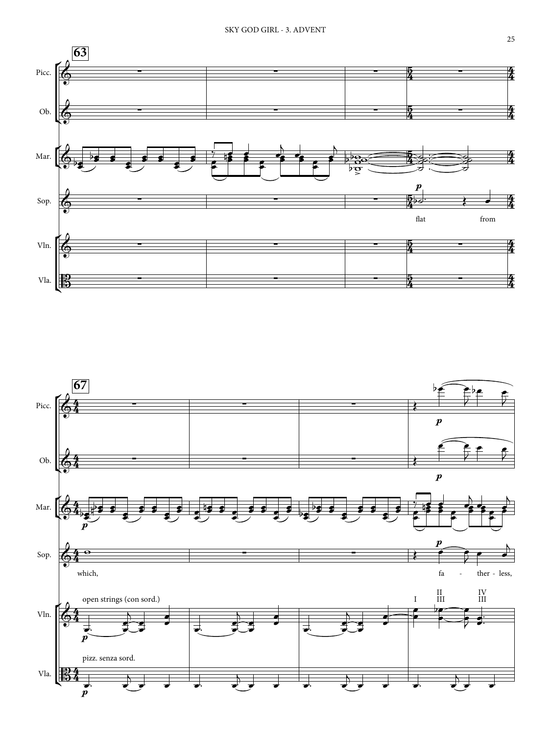63

Picc.

Ob.

Mar.

Sop.

flat from

Vln.

Vla.

67

Picc.

Ob.

Mar.

Sop.

which,

fa - ther - less,

Vln.

open strings (con sord.)

I II III IV III

Vla.

pizz. senza sord.